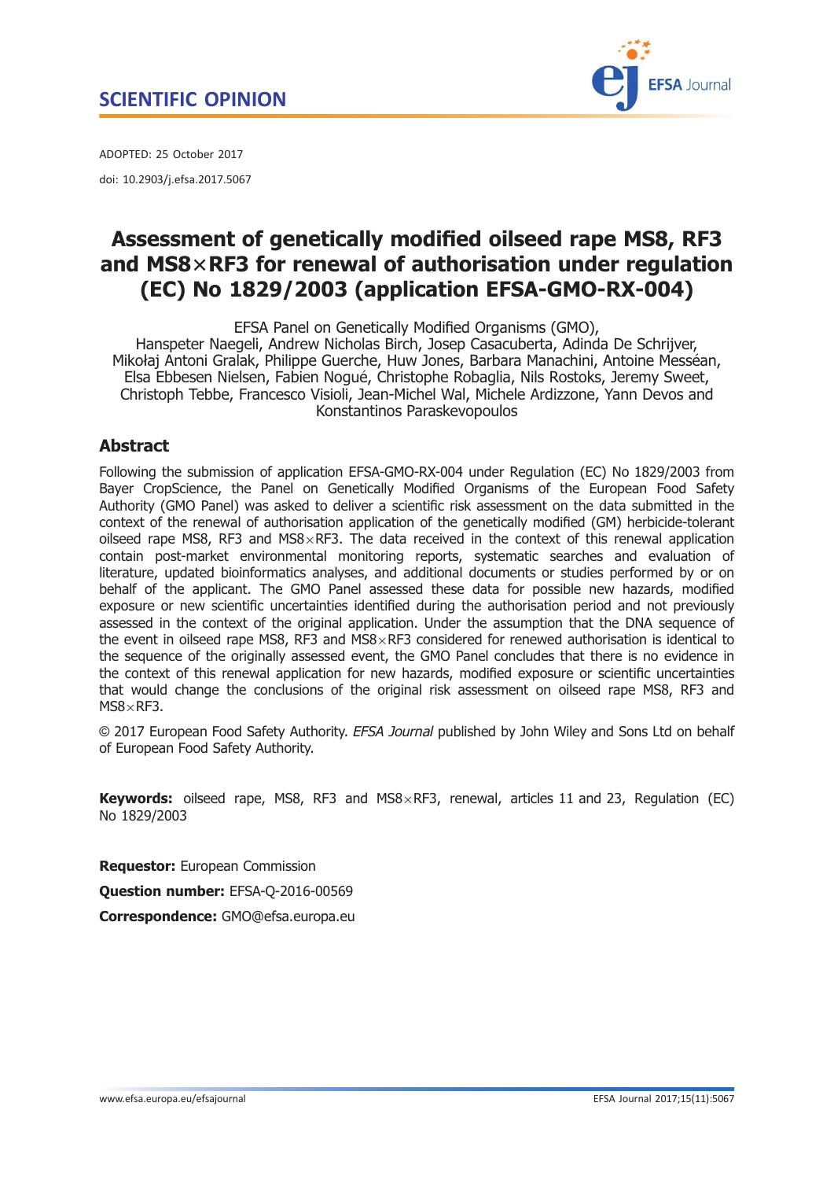SCIENTIFIC OPINION

ADOPTED: 25 October 2017

doi: 10.2903/j.efsa.2017.5067

# Assessment of genetically modified oilseed rape MS8, RF3 and MS8×RF3 for renewal of authorisation under regulation (EC) No 1829/2003 (application EFSA-GMO-RX-004)

EFSA Panel on Genetically Modified Organisms (GMO),
Hanspeter Naegeli, Andrew Nicholas Birch, Josep Casacuberta, Adinda De Schrijver, Mikołaj Antoni Gralak, Philippe Guerche, Huw Jones, Barbara Manachini, Antoine Messéan, Elsa Ebbesen Nielsen, Fabien Nogué, Christophe Robaglia, Nils Rostoks, Jeremy Sweet, Christoph Tebbe, Francesco Visioli, Jean-Michel Wal, Michele Ardizzone, Yann Devos and Konstantinos Paraskevopoulos

## Abstract

Following the submission of application EFSA-GMO-RX-004 under Regulation (EC) No 1829/2003 from Bayer CropScience, the Panel on Genetically Modified Organisms of the European Food Safety Authority (GMO Panel) was asked to deliver a scientific risk assessment on the data submitted in the context of the renewal of authorisation application of the genetically modified (GM) herbicide-tolerant oilseed rape MS8, RF3 and MS8×RF3. The data received in the context of this renewal application contain post-market environmental monitoring reports, systematic searches and evaluation of literature, updated bioinformatics analyses, and additional documents or studies performed by or on behalf of the applicant. The GMO Panel assessed these data for possible new hazards, modified exposure or new scientific uncertainties identified during the authorisation period and not previously assessed in the context of the original application. Under the assumption that the DNA sequence of the event in oilseed rape MS8, RF3 and MS8×RF3 considered for renewed authorisation is identical to the sequence of the originally assessed event, the GMO Panel concludes that there is no evidence in the context of this renewal application for new hazards, modified exposure or scientific uncertainties that would change the conclusions of the original risk assessment on oilseed rape MS8, RF3 and MS8×RF3.

© 2017 European Food Safety Authority. *EFSA Journal* published by John Wiley and Sons Ltd on behalf of European Food Safety Authority.

**Keywords:** oilseed rape, MS8, RF3 and MS8×RF3, renewal, articles 11 and 23, Regulation (EC) No 1829/2003

**Requestor:** European Commission

**Question number:** EFSA-Q-2016-00569

**Correspondence:** GMO@efsa.europa.eu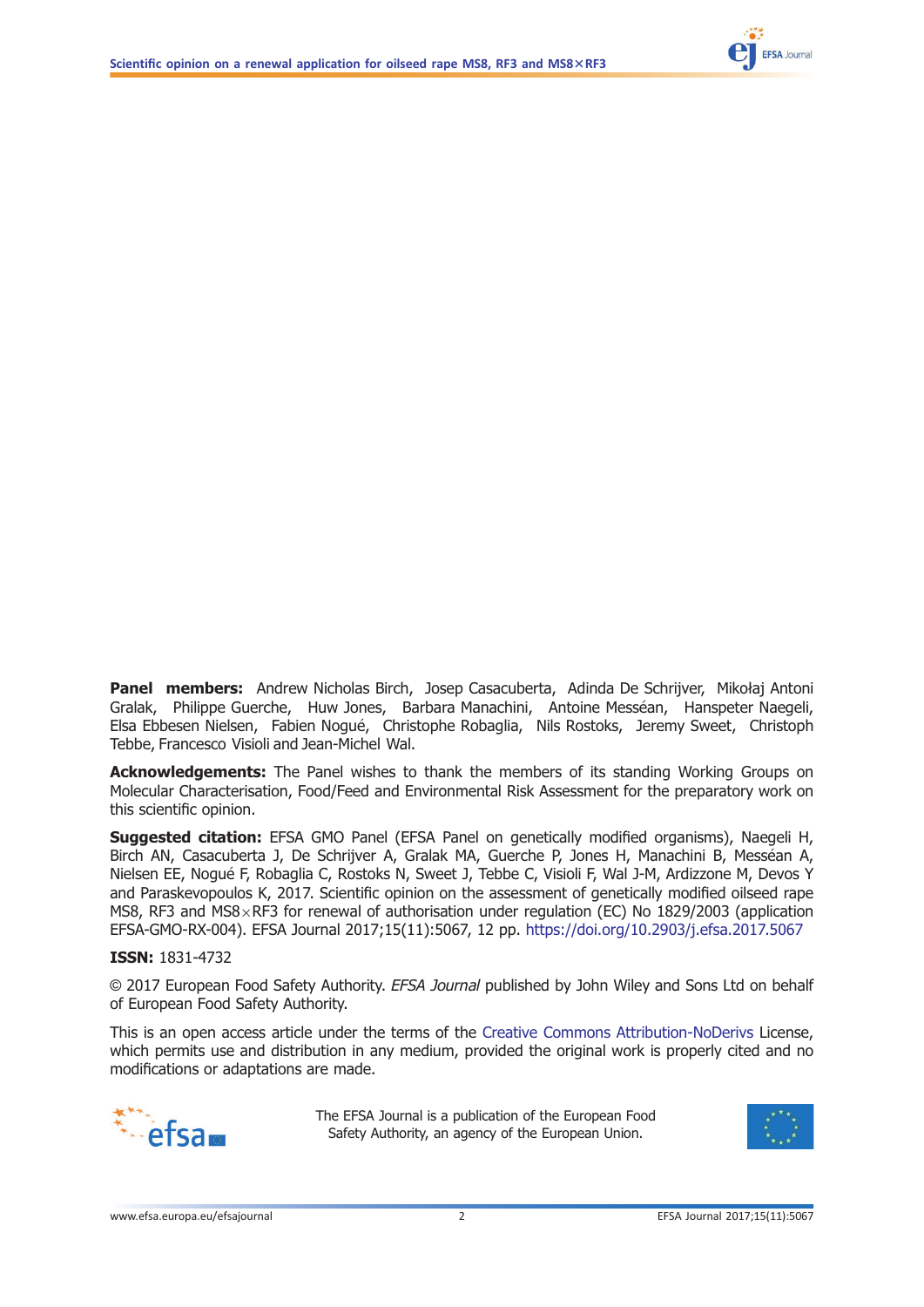**Panel members:** Andrew Nicholas Birch, Josep Casacuberta, Adinda De Schrijver, Mikołaj Antoni Gralak, Philippe Guerche, Huw Jones, Barbara Manachini, Antoine Messéan, Hanspeter Naegeli, Elsa Ebbesen Nielsen, Fabien Nogué, Christophe Robaglia, Nils Rostoks, Jeremy Sweet, Christoph Tebbe, Francesco Visioli and Jean-Michel Wal.

**Acknowledgements:** The Panel wishes to thank the members of its standing Working Groups on Molecular Characterisation, Food/Feed and Environmental Risk Assessment for the preparatory work on this scientific opinion.

**Suggested citation:** EFSA GMO Panel (EFSA Panel on genetically modified organisms), Naegeli H, Birch AN, Casacuberta J, De Schrijver A, Gralak MA, Guerche P, Jones H, Manachini B, Messéan A, Nielsen EE, Nogué F, Robaglia C, Rostoks N, Sweet J, Tebbe C, Visioli F, Wal J-M, Ardizzone M, Devos Y and Paraskevopoulos K, 2017. Scientific opinion on the assessment of genetically modified oilseed rape MS8, RF3 and MS8×RF3 for renewal of authorisation under regulation (EC) No 1829/2003 (application EFSA-GMO-RX-004). EFSA Journal 2017;15(11):5067, 12 pp. https://doi.org/10.2903/j.efsa.2017.5067

**ISSN:** 1831-4732

© 2017 European Food Safety Authority. *EFSA Journal* published by John Wiley and Sons Ltd on behalf of European Food Safety Authority.

This is an open access article under the terms of the Creative Commons Attribution-NoDerivs License, which permits use and distribution in any medium, provided the original work is properly cited and no modifications or adaptations are made.

The EFSA Journal is a publication of the European Food Safety Authority, an agency of the European Union.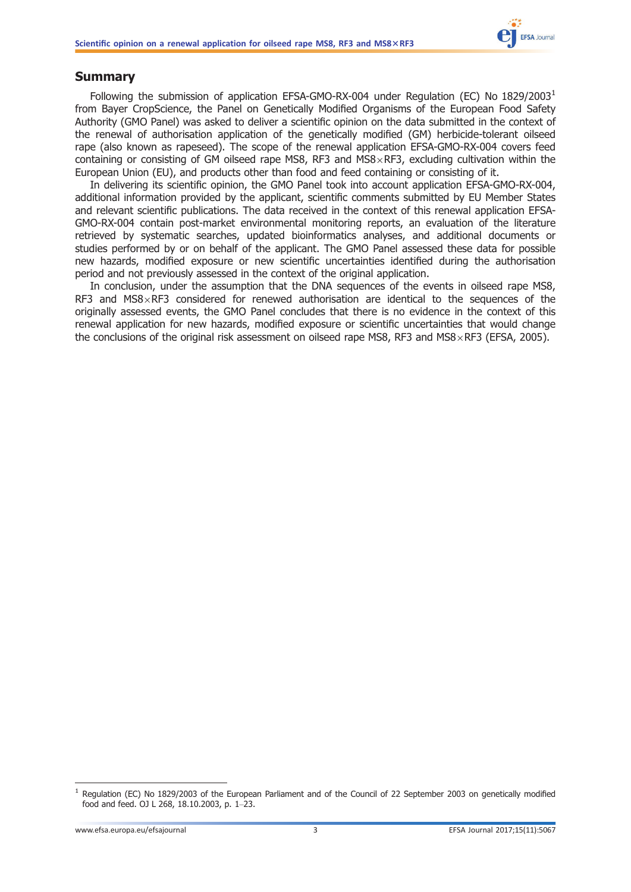## Summary

Following the submission of application EFSA-GMO-RX-004 under Regulation (EC) No 1829/2003[1] from Bayer CropScience, the Panel on Genetically Modified Organisms of the European Food Safety Authority (GMO Panel) was asked to deliver a scientific opinion on the data submitted in the context of the renewal of authorisation application of the genetically modified (GM) herbicide-tolerant oilseed rape (also known as rapeseed). The scope of the renewal application EFSA-GMO-RX-004 covers feed containing or consisting of GM oilseed rape MS8, RF3 and MS8×RF3, excluding cultivation within the European Union (EU), and products other than food and feed containing or consisting of it.

In delivering its scientific opinion, the GMO Panel took into account application EFSA-GMO-RX-004, additional information provided by the applicant, scientific comments submitted by EU Member States and relevant scientific publications. The data received in the context of this renewal application EFSA-GMO-RX-004 contain post-market environmental monitoring reports, an evaluation of the literature retrieved by systematic searches, updated bioinformatics analyses, and additional documents or studies performed by or on behalf of the applicant. The GMO Panel assessed these data for possible new hazards, modified exposure or new scientific uncertainties identified during the authorisation period and not previously assessed in the context of the original application.

In conclusion, under the assumption that the DNA sequences of the events in oilseed rape MS8, RF3 and MS8×RF3 considered for renewed authorisation are identical to the sequences of the originally assessed events, the GMO Panel concludes that there is no evidence in the context of this renewal application for new hazards, modified exposure or scientific uncertainties that would change the conclusions of the original risk assessment on oilseed rape MS8, RF3 and MS8×RF3 (EFSA, 2005).

[1] Regulation (EC) No 1829/2003 of the European Parliament and of the Council of 22 September 2003 on genetically modified food and feed. OJ L 268, 18.10.2003, p. 1–23.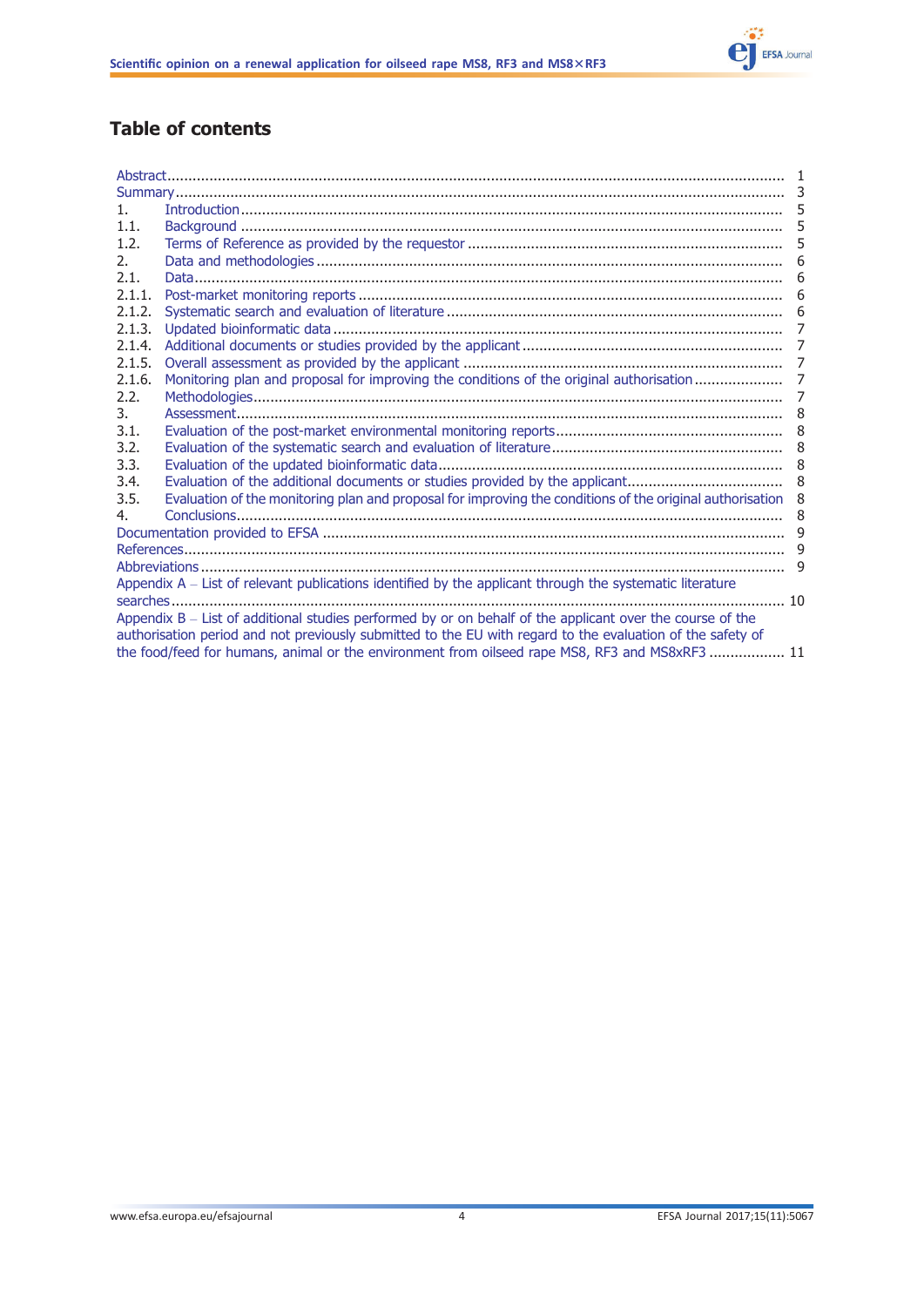## Table of contents

| | | |
|---|---|---|
| Abstract | | 1 |
| Summary | | 3 |
| 1. | Introduction | 5 |
| 1.1. | Background | 5 |
| 1.2. | Terms of Reference as provided by the requestor | 5 |
| 2. | Data and methodologies | 6 |
| 2.1. | Data | 6 |
| 2.1.1. | Post-market monitoring reports | 6 |
| 2.1.2. | Systematic search and evaluation of literature | 6 |
| 2.1.3. | Updated bioinformatic data | 7 |
| 2.1.4. | Additional documents or studies provided by the applicant | 7 |
| 2.1.5. | Overall assessment as provided by the applicant | 7 |
| 2.1.6. | Monitoring plan and proposal for improving the conditions of the original authorisation | 7 |
| 2.2. | Methodologies | 7 |
| 3. | Assessment | 8 |
| 3.1. | Evaluation of the post-market environmental monitoring reports | 8 |
| 3.2. | Evaluation of the systematic search and evaluation of literature | 8 |
| 3.3. | Evaluation of the updated bioinformatic data | 8 |
| 3.4. | Evaluation of the additional documents or studies provided by the applicant | 8 |
| 3.5. | Evaluation of the monitoring plan and proposal for improving the conditions of the original authorisation | 8 |
| 4. | Conclusions | 8 |
| Documentation provided to EFSA | | 9 |
| References | | 9 |
| Abbreviations | | 9 |
| Appendix A – List of relevant publications identified by the applicant through the systematic literature searches | | 10 |
| Appendix B – List of additional studies performed by or on behalf of the applicant over the course of the authorisation period and not previously submitted to the EU with regard to the evaluation of the safety of the food/feed for humans, animal or the environment from oilseed rape MS8, RF3 and MS8xRF3 | | 11 |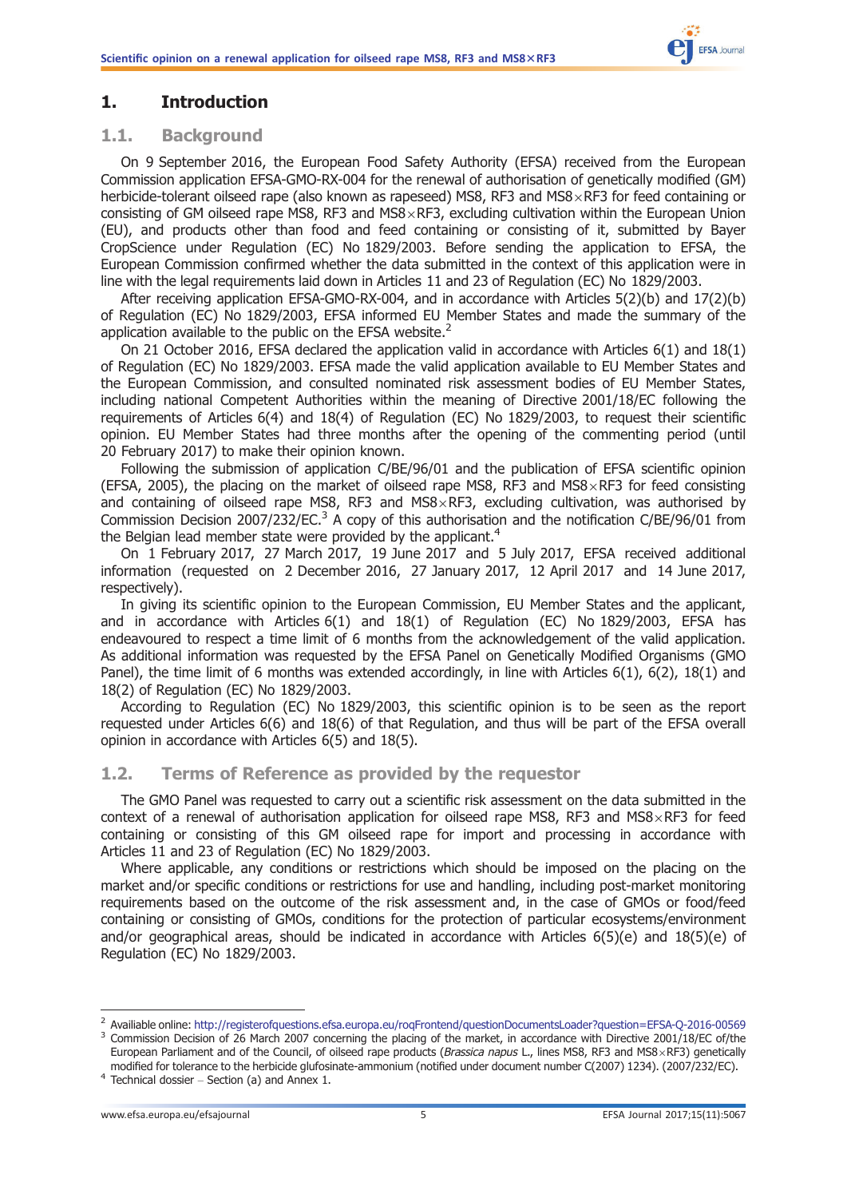# 1. Introduction

## 1.1. Background

On 9 September 2016, the European Food Safety Authority (EFSA) received from the European Commission application EFSA-GMO-RX-004 for the renewal of authorisation of genetically modified (GM) herbicide-tolerant oilseed rape (also known as rapeseed) MS8, RF3 and MS8×RF3 for feed containing or consisting of GM oilseed rape MS8, RF3 and MS8×RF3, excluding cultivation within the European Union (EU), and products other than food and feed containing or consisting of it, submitted by Bayer CropScience under Regulation (EC) No 1829/2003. Before sending the application to EFSA, the European Commission confirmed whether the data submitted in the context of this application were in line with the legal requirements laid down in Articles 11 and 23 of Regulation (EC) No 1829/2003.

After receiving application EFSA-GMO-RX-004, and in accordance with Articles 5(2)(b) and 17(2)(b) of Regulation (EC) No 1829/2003, EFSA informed EU Member States and made the summary of the application available to the public on the EFSA website.[2]

On 21 October 2016, EFSA declared the application valid in accordance with Articles 6(1) and 18(1) of Regulation (EC) No 1829/2003. EFSA made the valid application available to EU Member States and the European Commission, and consulted nominated risk assessment bodies of EU Member States, including national Competent Authorities within the meaning of Directive 2001/18/EC following the requirements of Articles 6(4) and 18(4) of Regulation (EC) No 1829/2003, to request their scientific opinion. EU Member States had three months after the opening of the commenting period (until 20 February 2017) to make their opinion known.

Following the submission of application C/BE/96/01 and the publication of EFSA scientific opinion (EFSA, 2005), the placing on the market of oilseed rape MS8, RF3 and MS8×RF3 for feed consisting and containing of oilseed rape MS8, RF3 and MS8×RF3, excluding cultivation, was authorised by Commission Decision 2007/232/EC.[3] A copy of this authorisation and the notification C/BE/96/01 from the Belgian lead member state were provided by the applicant.[4]

On 1 February 2017, 27 March 2017, 19 June 2017 and 5 July 2017, EFSA received additional information (requested on 2 December 2016, 27 January 2017, 12 April 2017 and 14 June 2017, respectively).

In giving its scientific opinion to the European Commission, EU Member States and the applicant, and in accordance with Articles 6(1) and 18(1) of Regulation (EC) No 1829/2003, EFSA has endeavoured to respect a time limit of 6 months from the acknowledgement of the valid application. As additional information was requested by the EFSA Panel on Genetically Modified Organisms (GMO Panel), the time limit of 6 months was extended accordingly, in line with Articles 6(1), 6(2), 18(1) and 18(2) of Regulation (EC) No 1829/2003.

According to Regulation (EC) No 1829/2003, this scientific opinion is to be seen as the report requested under Articles 6(6) and 18(6) of that Regulation, and thus will be part of the EFSA overall opinion in accordance with Articles 6(5) and 18(5).

## 1.2. Terms of Reference as provided by the requestor

The GMO Panel was requested to carry out a scientific risk assessment on the data submitted in the context of a renewal of authorisation application for oilseed rape MS8, RF3 and MS8×RF3 for feed containing or consisting of this GM oilseed rape for import and processing in accordance with Articles 11 and 23 of Regulation (EC) No 1829/2003.

Where applicable, any conditions or restrictions which should be imposed on the placing on the market and/or specific conditions or restrictions for use and handling, including post-market monitoring requirements based on the outcome of the risk assessment and, in the case of GMOs or food/feed containing or consisting of GMOs, conditions for the protection of particular ecosystems/environment and/or geographical areas, should be indicated in accordance with Articles 6(5)(e) and 18(5)(e) of Regulation (EC) No 1829/2003.

---

[2] Available online: http://registerofquestions.efsa.europa.eu/roqFrontend/questionDocumentsLoader?question=EFSA-Q-2016-00569

[3] Commission Decision of 26 March 2007 concerning the placing of the market, in accordance with Directive 2001/18/EC of/the European Parliament and of the Council, of oilseed rape products (*Brassica napus* L., lines MS8, RF3 and MS8×RF3) genetically modified for tolerance to the herbicide glufosinate-ammonium (notified under document number C(2007) 1234). (2007/232/EC).

[4] Technical dossier – Section (a) and Annex 1.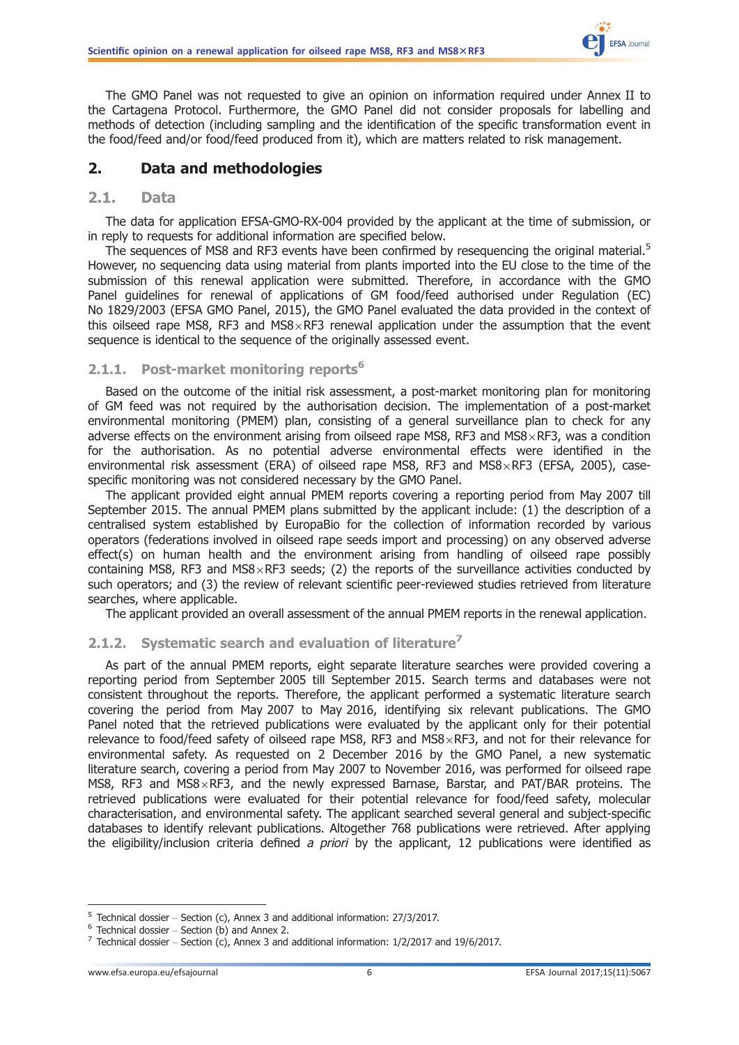The GMO Panel was not requested to give an opinion on information required under Annex II to the Cartagena Protocol. Furthermore, the GMO Panel did not consider proposals for labelling and methods of detection (including sampling and the identification of the specific transformation event in the food/feed and/or food/feed produced from it), which are matters related to risk management.

## 2. Data and methodologies

### 2.1. Data

The data for application EFSA-GMO-RX-004 provided by the applicant at the time of submission, or in reply to requests for additional information are specified below.

The sequences of MS8 and RF3 events have been confirmed by resequencing the original material.[5] However, no sequencing data using material from plants imported into the EU close to the time of the submission of this renewal application were submitted. Therefore, in accordance with the GMO Panel guidelines for renewal of applications of GM food/feed authorised under Regulation (EC) No 1829/2003 (EFSA GMO Panel, 2015), the GMO Panel evaluated the data provided in the context of this oilseed rape MS8, RF3 and MS8×RF3 renewal application under the assumption that the event sequence is identical to the sequence of the originally assessed event.

#### 2.1.1. Post-market monitoring reports[6]

Based on the outcome of the initial risk assessment, a post-market monitoring plan for monitoring of GM feed was not required by the authorisation decision. The implementation of a post-market environmental monitoring (PMEM) plan, consisting of a general surveillance plan to check for any adverse effects on the environment arising from oilseed rape MS8, RF3 and MS8×RF3, was a condition for the authorisation. As no potential adverse environmental effects were identified in the environmental risk assessment (ERA) of oilseed rape MS8, RF3 and MS8×RF3 (EFSA, 2005), case-specific monitoring was not considered necessary by the GMO Panel.

The applicant provided eight annual PMEM reports covering a reporting period from May 2007 till September 2015. The annual PMEM plans submitted by the applicant include: (1) the description of a centralised system established by EuropaBio for the collection of information recorded by various operators (federations involved in oilseed rape seeds import and processing) on any observed adverse effect(s) on human health and the environment arising from handling of oilseed rape possibly containing MS8, RF3 and MS8×RF3 seeds; (2) the reports of the surveillance activities conducted by such operators; and (3) the review of relevant scientific peer-reviewed studies retrieved from literature searches, where applicable.

The applicant provided an overall assessment of the annual PMEM reports in the renewal application.

#### 2.1.2. Systematic search and evaluation of literature[7]

As part of the annual PMEM reports, eight separate literature searches were provided covering a reporting period from September 2005 till September 2015. Search terms and databases were not consistent throughout the reports. Therefore, the applicant performed a systematic literature search covering the period from May 2007 to May 2016, identifying six relevant publications. The GMO Panel noted that the retrieved publications were evaluated by the applicant only for their potential relevance to food/feed safety of oilseed rape MS8, RF3 and MS8×RF3, and not for their relevance for environmental safety. As requested on 2 December 2016 by the GMO Panel, a new systematic literature search, covering a period from May 2007 to November 2016, was performed for oilseed rape MS8, RF3 and MS8×RF3, and the newly expressed Barnase, Barstar, and PAT/BAR proteins. The retrieved publications were evaluated for their potential relevance for food/feed safety, molecular characterisation, and environmental safety. The applicant searched several general and subject-specific databases to identify relevant publications. Altogether 768 publications were retrieved. After applying the eligibility/inclusion criteria defined *a priori* by the applicant, 12 publications were identified as

---

[5] Technical dossier – Section (c), Annex 3 and additional information: 27/3/2017.

[6] Technical dossier – Section (b) and Annex 2.

[7] Technical dossier – Section (c), Annex 3 and additional information: 1/2/2017 and 19/6/2017.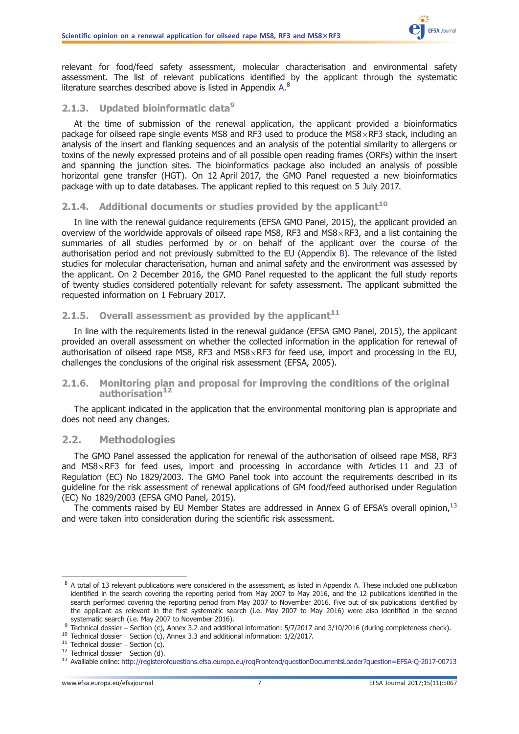relevant for food/feed safety assessment, molecular characterisation and environmental safety assessment. The list of relevant publications identified by the applicant through the systematic literature searches described above is listed in Appendix A.[8]

### 2.1.3. Updated bioinformatic data[9]

At the time of submission of the renewal application, the applicant provided a bioinformatics package for oilseed rape single events MS8 and RF3 used to produce the MS8×RF3 stack, including an analysis of the insert and flanking sequences and an analysis of the potential similarity to allergens or toxins of the newly expressed proteins and of all possible open reading frames (ORFs) within the insert and spanning the junction sites. The bioinformatics package also included an analysis of possible horizontal gene transfer (HGT). On 12 April 2017, the GMO Panel requested a new bioinformatics package with up to date databases. The applicant replied to this request on 5 July 2017.

### 2.1.4. Additional documents or studies provided by the applicant[10]

In line with the renewal guidance requirements (EFSA GMO Panel, 2015), the applicant provided an overview of the worldwide approvals of oilseed rape MS8, RF3 and MS8×RF3, and a list containing the summaries of all studies performed by or on behalf of the applicant over the course of the authorisation period and not previously submitted to the EU (Appendix B). The relevance of the listed studies for molecular characterisation, human and animal safety and the environment was assessed by the applicant. On 2 December 2016, the GMO Panel requested to the applicant the full study reports of twenty studies considered potentially relevant for safety assessment. The applicant submitted the requested information on 1 February 2017.

### 2.1.5. Overall assessment as provided by the applicant[11]

In line with the requirements listed in the renewal guidance (EFSA GMO Panel, 2015), the applicant provided an overall assessment on whether the collected information in the application for renewal of authorisation of oilseed rape MS8, RF3 and MS8×RF3 for feed use, import and processing in the EU, challenges the conclusions of the original risk assessment (EFSA, 2005).

### 2.1.6. Monitoring plan and proposal for improving the conditions of the original authorisation[12]

The applicant indicated in the application that the environmental monitoring plan is appropriate and does not need any changes.

## 2.2. Methodologies

The GMO Panel assessed the application for renewal of the authorisation of oilseed rape MS8, RF3 and MS8×RF3 for feed uses, import and processing in accordance with Articles 11 and 23 of Regulation (EC) No 1829/2003. The GMO Panel took into account the requirements described in its guideline for the risk assessment of renewal applications of GM food/feed authorised under Regulation (EC) No 1829/2003 (EFSA GMO Panel, 2015).

The comments raised by EU Member States are addressed in Annex G of EFSA's overall opinion,[13] and were taken into consideration during the scientific risk assessment.

---

[8] A total of 13 relevant publications were considered in the assessment, as listed in Appendix A. These included one publication identified in the search covering the reporting period from May 2007 to May 2016, and the 12 publications identified in the search performed covering the reporting period from May 2007 to November 2016. Five out of six publications identified by the applicant as relevant in the first systematic search (i.e. May 2007 to May 2016) were also identified in the second systematic search (i.e. May 2007 to November 2016).

[9] Technical dossier – Section (c), Annex 3.2 and additional information: 5/7/2017 and 3/10/2016 (during completeness check).

[10] Technical dossier – Section (c), Annex 3.3 and additional information: 1/2/2017.

[11] Technical dossier – Section (c).

[12] Technical dossier – Section (d).

[13] Availiable online: http://registerofquestions.efsa.europa.eu/roqFrontend/questionDocumentsLoader?question=EFSA-Q-2017-00713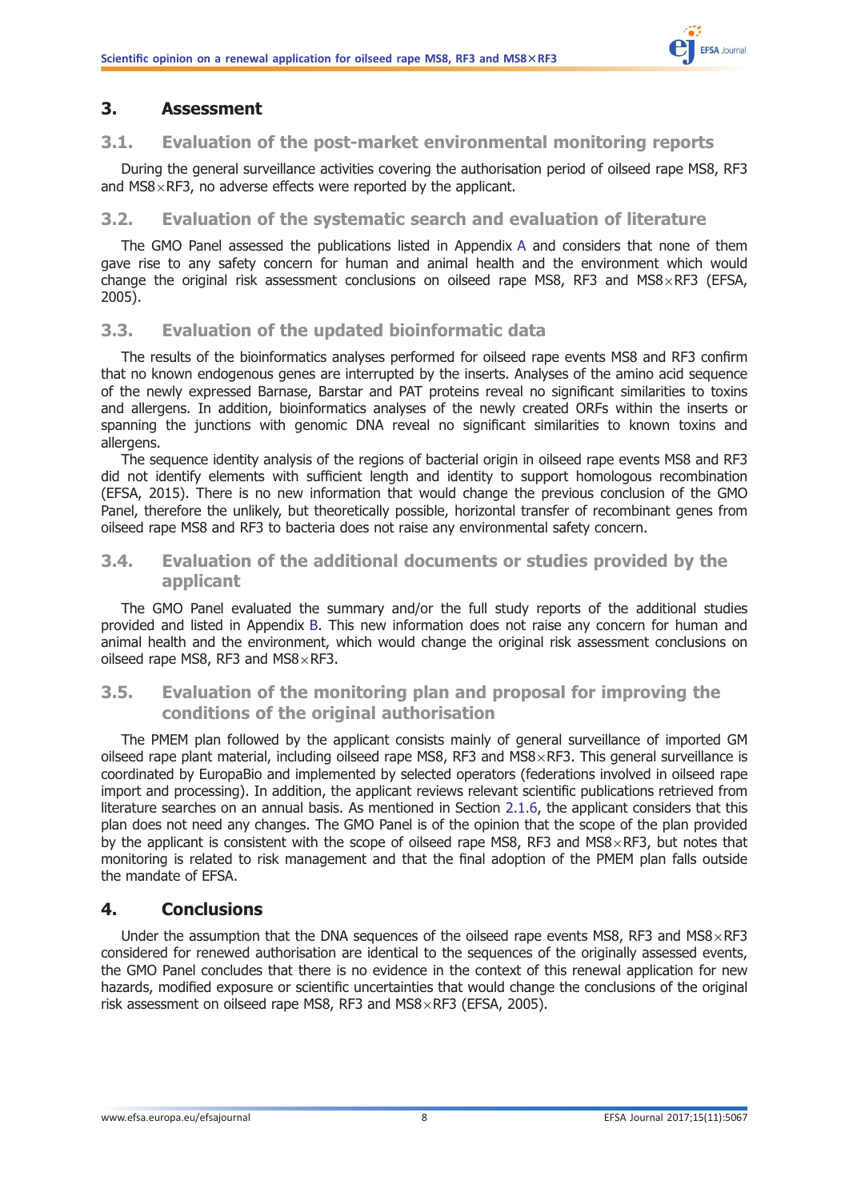## 3. Assessment

### 3.1. Evaluation of the post-market environmental monitoring reports

During the general surveillance activities covering the authorisation period of oilseed rape MS8, RF3 and MS8×RF3, no adverse effects were reported by the applicant.

### 3.2. Evaluation of the systematic search and evaluation of literature

The GMO Panel assessed the publications listed in Appendix A and considers that none of them gave rise to any safety concern for human and animal health and the environment which would change the original risk assessment conclusions on oilseed rape MS8, RF3 and MS8×RF3 (EFSA, 2005).

### 3.3. Evaluation of the updated bioinformatic data

The results of the bioinformatics analyses performed for oilseed rape events MS8 and RF3 confirm that no known endogenous genes are interrupted by the inserts. Analyses of the amino acid sequence of the newly expressed Barnase, Barstar and PAT proteins reveal no significant similarities to toxins and allergens. In addition, bioinformatics analyses of the newly created ORFs within the inserts or spanning the junctions with genomic DNA reveal no significant similarities to known toxins and allergens.

The sequence identity analysis of the regions of bacterial origin in oilseed rape events MS8 and RF3 did not identify elements with sufficient length and identity to support homologous recombination (EFSA, 2015). There is no new information that would change the previous conclusion of the GMO Panel, therefore the unlikely, but theoretically possible, horizontal transfer of recombinant genes from oilseed rape MS8 and RF3 to bacteria does not raise any environmental safety concern.

### 3.4. Evaluation of the additional documents or studies provided by the applicant

The GMO Panel evaluated the summary and/or the full study reports of the additional studies provided and listed in Appendix B. This new information does not raise any concern for human and animal health and the environment, which would change the original risk assessment conclusions on oilseed rape MS8, RF3 and MS8×RF3.

### 3.5. Evaluation of the monitoring plan and proposal for improving the conditions of the original authorisation

The PMEM plan followed by the applicant consists mainly of general surveillance of imported GM oilseed rape plant material, including oilseed rape MS8, RF3 and MS8×RF3. This general surveillance is coordinated by EuropaBio and implemented by selected operators (federations involved in oilseed rape import and processing). In addition, the applicant reviews relevant scientific publications retrieved from literature searches on an annual basis. As mentioned in Section 2.1.6, the applicant considers that this plan does not need any changes. The GMO Panel is of the opinion that the scope of the plan provided by the applicant is consistent with the scope of oilseed rape MS8, RF3 and MS8×RF3, but notes that monitoring is related to risk management and that the final adoption of the PMEM plan falls outside the mandate of EFSA.

## 4. Conclusions

Under the assumption that the DNA sequences of the oilseed rape events MS8, RF3 and MS8×RF3 considered for renewed authorisation are identical to the sequences of the originally assessed events, the GMO Panel concludes that there is no evidence in the context of this renewal application for new hazards, modified exposure or scientific uncertainties that would change the conclusions of the original risk assessment on oilseed rape MS8, RF3 and MS8×RF3 (EFSA, 2005).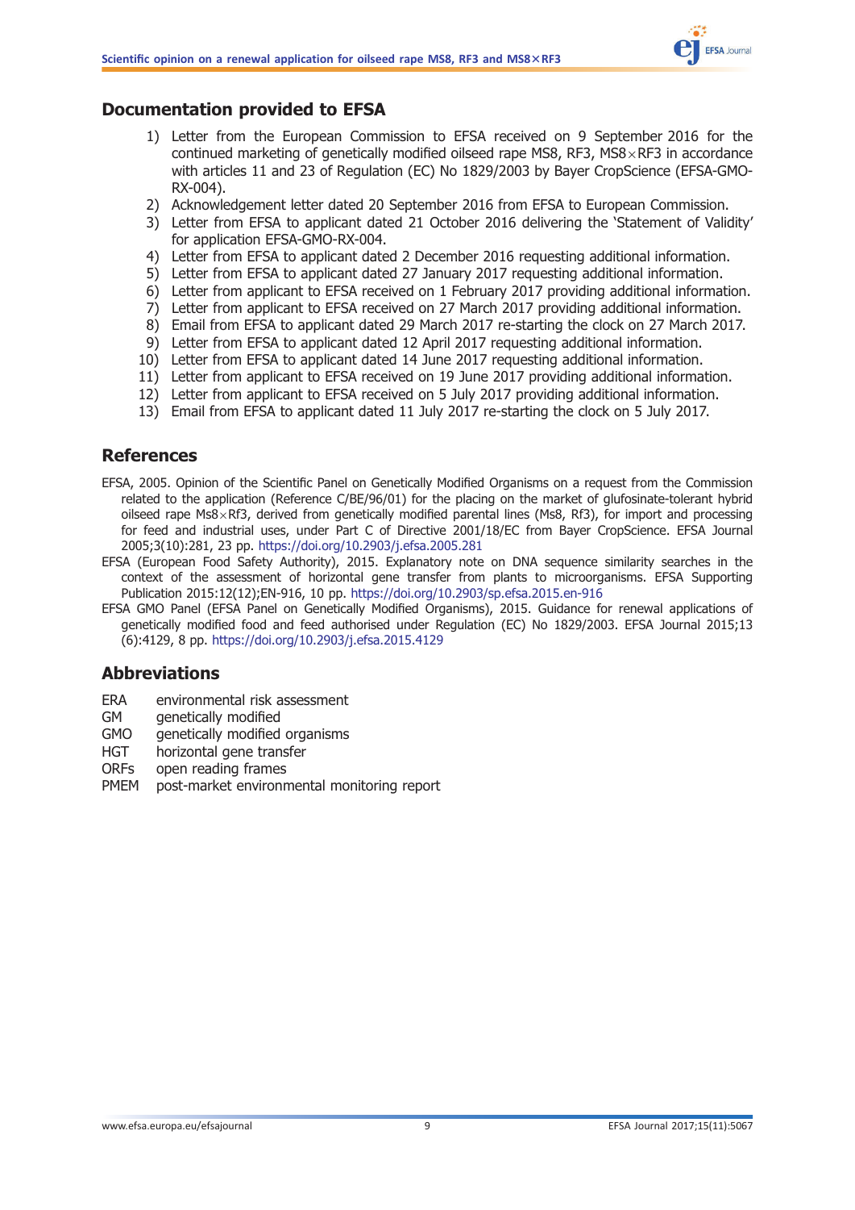## Documentation provided to EFSA

1) Letter from the European Commission to EFSA received on 9 September 2016 for the continued marketing of genetically modified oilseed rape MS8, RF3, MS8×RF3 in accordance with articles 11 and 23 of Regulation (EC) No 1829/2003 by Bayer CropScience (EFSA-GMO-RX-004).
2) Acknowledgement letter dated 20 September 2016 from EFSA to European Commission.
3) Letter from EFSA to applicant dated 21 October 2016 delivering the 'Statement of Validity' for application EFSA-GMO-RX-004.
4) Letter from EFSA to applicant dated 2 December 2016 requesting additional information.
5) Letter from EFSA to applicant dated 27 January 2017 requesting additional information.
6) Letter from applicant to EFSA received on 1 February 2017 providing additional information.
7) Letter from applicant to EFSA received on 27 March 2017 providing additional information.
8) Email from EFSA to applicant dated 29 March 2017 re-starting the clock on 27 March 2017.
9) Letter from EFSA to applicant dated 12 April 2017 requesting additional information.
10) Letter from EFSA to applicant dated 14 June 2017 requesting additional information.
11) Letter from applicant to EFSA received on 19 June 2017 providing additional information.
12) Letter from applicant to EFSA received on 5 July 2017 providing additional information.
13) Email from EFSA to applicant dated 11 July 2017 re-starting the clock on 5 July 2017.

## References

EFSA, 2005. Opinion of the Scientific Panel on Genetically Modified Organisms on a request from the Commission related to the application (Reference C/BE/96/01) for the placing on the market of glufosinate-tolerant hybrid oilseed rape Ms8×Rf3, derived from genetically modified parental lines (Ms8, Rf3), for import and processing for feed and industrial uses, under Part C of Directive 2001/18/EC from Bayer CropScience. EFSA Journal 2005;3(10):281, 23 pp. https://doi.org/10.2903/j.efsa.2005.281

EFSA (European Food Safety Authority), 2015. Explanatory note on DNA sequence similarity searches in the context of the assessment of horizontal gene transfer from plants to microorganisms. EFSA Supporting Publication 2015:12(12);EN-916, 10 pp. https://doi.org/10.2903/sp.efsa.2015.en-916

EFSA GMO Panel (EFSA Panel on Genetically Modified Organisms), 2015. Guidance for renewal applications of genetically modified food and feed authorised under Regulation (EC) No 1829/2003. EFSA Journal 2015;13(6):4129, 8 pp. https://doi.org/10.2903/j.efsa.2015.4129

## Abbreviations

| | |
|---|---|
| ERA | environmental risk assessment |
| GM | genetically modified |
| GMO | genetically modified organisms |
| HGT | horizontal gene transfer |
| ORFs | open reading frames |
| PMEM | post-market environmental monitoring report |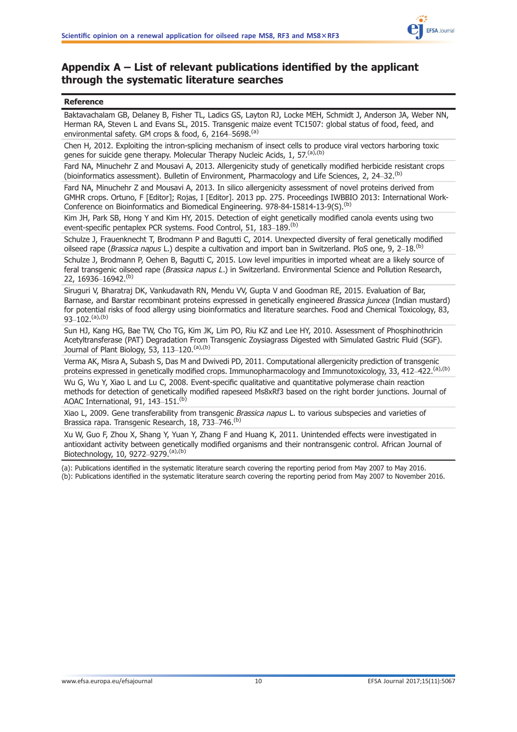## Appendix A – List of relevant publications identified by the applicant through the systematic literature searches

| Reference |
|---|
| Baktavachalam GB, Delaney B, Fisher TL, Ladics GS, Layton RJ, Locke MEH, Schmidt J, Anderson JA, Weber NN, Herman RA, Steven L and Evans SL, 2015. Transgenic maize event TC1507: global status of food, feed, and environmental safety. GM crops & food, 6, 2164–5698.[(a)] |
| Chen H, 2012. Exploiting the intron-splicing mechanism of insect cells to produce viral vectors harboring toxic genes for suicide gene therapy. Molecular Therapy Nucleic Acids, 1, 57.[(a),(b)] |
| Fard NA, Minuchehr Z and Mousavi A, 2013. Allergenicity study of genetically modified herbicide resistant crops (bioinformatics assessment). Bulletin of Environment, Pharmacology and Life Sciences, 2, 24–32.[(b)] |
| Fard NA, Minuchehr Z and Mousavi A, 2013. In silico allergenicity assessment of novel proteins derived from GMHR crops. Ortuno, F [Editor]; Rojas, I [Editor]. 2013 pp. 275. Proceedings IWBBIO 2013: International Work-Conference on Bioinformatics and Biomedical Engineering. 978-84-15814-13-9(S).[(b)] |
| Kim JH, Park SB, Hong Y and Kim HY, 2015. Detection of eight genetically modified canola events using two event-specific pentaplex PCR systems. Food Control, 51, 183–189.[(b)] |
| Schulze J, Frauenknecht T, Brodmann P and Bagutti C, 2014. Unexpected diversity of feral genetically modified oilseed rape (*Brassica napus* L.) despite a cultivation and import ban in Switzerland. PloS one, 9, 2–18.[(b)] |
| Schulze J, Brodmann P, Oehen B, Bagutti C, 2015. Low level impurities in imported wheat are a likely source of feral transgenic oilseed rape (*Brassica napus L.*) in Switzerland. Environmental Science and Pollution Research, 22, 16936–16942.[(b)] |
| Siruguri V, Bharatraj DK, Vankudavath RN, Mendu VV, Gupta V and Goodman RE, 2015. Evaluation of Bar, Barnase, and Barstar recombinant proteins expressed in genetically engineered *Brassica juncea* (Indian mustard) for potential risks of food allergy using bioinformatics and literature searches. Food and Chemical Toxicology, 83, 93–102.[(a),(b)] |
| Sun HJ, Kang HG, Bae TW, Cho TG, Kim JK, Lim PO, Riu KZ and Lee HY, 2010. Assessment of Phosphinothricin Acetyltransferase (PAT) Degradation From Transgenic Zoysiagrass Digested with Simulated Gastric Fluid (SGF). Journal of Plant Biology, 53, 113–120.[(a),(b)] |
| Verma AK, Misra A, Subash S, Das M and Dwivedi PD, 2011. Computational allergenicity prediction of transgenic proteins expressed in genetically modified crops. Immunopharmacology and Immunotoxicology, 33, 412–422.[(a),(b)] |
| Wu G, Wu Y, Xiao L and Lu C, 2008. Event-specific qualitative and quantitative polymerase chain reaction methods for detection of genetically modified rapeseed Ms8xRf3 based on the right border junctions. Journal of AOAC International, 91, 143–151.[(b)] |
| Xiao L, 2009. Gene transferability from transgenic *Brassica napus* L. to various subspecies and varieties of Brassica rapa. Transgenic Research, 18, 733–746.[(b)] |
| Xu W, Guo F, Zhou X, Shang Y, Yuan Y, Zhang F and Huang K, 2011. Unintended effects were investigated in antioxidant activity between genetically modified organisms and their nontransgenic control. African Journal of Biotechnology, 10, 9272–9279.[(a),(b)] |

(a): Publications identified in the systematic literature search covering the reporting period from May 2007 to May 2016.
(b): Publications identified in the systematic literature search covering the reporting period from May 2007 to November 2016.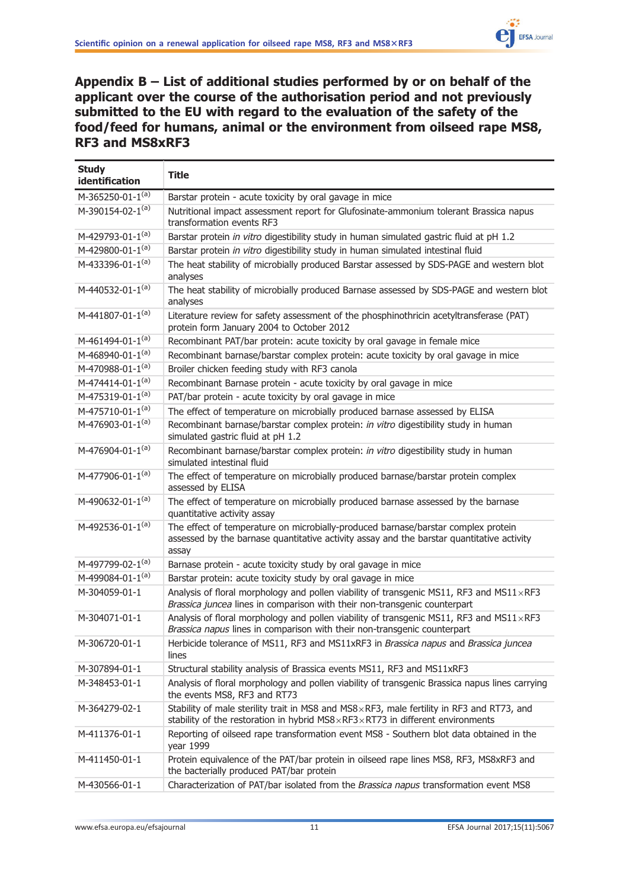## Appendix B – List of additional studies performed by or on behalf of the applicant over the course of the authorisation period and not previously submitted to the EU with regard to the evaluation of the safety of the food/feed for humans, animal or the environment from oilseed rape MS8, RF3 and MS8xRF3

| Study identification | Title |
|---|---|
| M-365250-01-1[(a)] | Barstar protein - acute toxicity by oral gavage in mice |
| M-390154-02-1[(a)] | Nutritional impact assessment report for Glufosinate-ammonium tolerant Brassica napus transformation events RF3 |
| M-429793-01-1[(a)] | Barstar protein *in vitro* digestibility study in human simulated gastric fluid at pH 1.2 |
| M-429800-01-1[(a)] | Barstar protein *in vitro* digestibility study in human simulated intestinal fluid |
| M-433396-01-1[(a)] | The heat stability of microbially produced Barstar assessed by SDS-PAGE and western blot analyses |
| M-440532-01-1[(a)] | The heat stability of microbially produced Barnase assessed by SDS-PAGE and western blot analyses |
| M-441807-01-1[(a)] | Literature review for safety assessment of the phosphinothricin acetyltransferase (PAT) protein form January 2004 to October 2012 |
| M-461494-01-1[(a)] | Recombinant PAT/bar protein: acute toxicity by oral gavage in female mice |
| M-468940-01-1[(a)] | Recombinant barnase/barstar complex protein: acute toxicity by oral gavage in mice |
| M-470988-01-1[(a)] | Broiler chicken feeding study with RF3 canola |
| M-474414-01-1[(a)] | Recombinant Barnase protein - acute toxicity by oral gavage in mice |
| M-475319-01-1[(a)] | PAT/bar protein - acute toxicity by oral gavage in mice |
| M-475710-01-1[(a)] | The effect of temperature on microbially produced barnase assessed by ELISA |
| M-476903-01-1[(a)] | Recombinant barnase/barstar complex protein: *in vitro* digestibility study in human simulated gastric fluid at pH 1.2 |
| M-476904-01-1[(a)] | Recombinant barnase/barstar complex protein: *in vitro* digestibility study in human simulated intestinal fluid |
| M-477906-01-1[(a)] | The effect of temperature on microbially produced barnase/barstar protein complex assessed by ELISA |
| M-490632-01-1[(a)] | The effect of temperature on microbially produced barnase assessed by the barnase quantitative activity assay |
| M-492536-01-1[(a)] | The effect of temperature on microbially-produced barnase/barstar complex protein assessed by the barnase quantitative activity assay and the barstar quantitative activity assay |
| M-497799-02-1[(a)] | Barnase protein - acute toxicity study by oral gavage in mice |
| M-499084-01-1[(a)] | Barstar protein: acute toxicity study by oral gavage in mice |
| M-304059-01-1 | Analysis of floral morphology and pollen viability of transgenic MS11, RF3 and MS11×RF3 *Brassica juncea* lines in comparison with their non-transgenic counterpart |
| M-304071-01-1 | Analysis of floral morphology and pollen viability of transgenic MS11, RF3 and MS11×RF3 *Brassica napus* lines in comparison with their non-transgenic counterpart |
| M-306720-01-1 | Herbicide tolerance of MS11, RF3 and MS11xRF3 in *Brassica napus* and *Brassica juncea* lines |
| M-307894-01-1 | Structural stability analysis of Brassica events MS11, RF3 and MS11xRF3 |
| M-348453-01-1 | Analysis of floral morphology and pollen viability of transgenic Brassica napus lines carrying the events MS8, RF3 and RT73 |
| M-364279-02-1 | Stability of male sterility trait in MS8 and MS8×RF3, male fertility in RF3 and RT73, and stability of the restoration in hybrid MS8×RF3×RT73 in different environments |
| M-411376-01-1 | Reporting of oilseed rape transformation event MS8 - Southern blot data obtained in the year 1999 |
| M-411450-01-1 | Protein equivalence of the PAT/bar protein in oilseed rape lines MS8, RF3, MS8xRF3 and the bacterially produced PAT/bar protein |
| M-430566-01-1 | Characterization of PAT/bar isolated from the *Brassica napus* transformation event MS8 |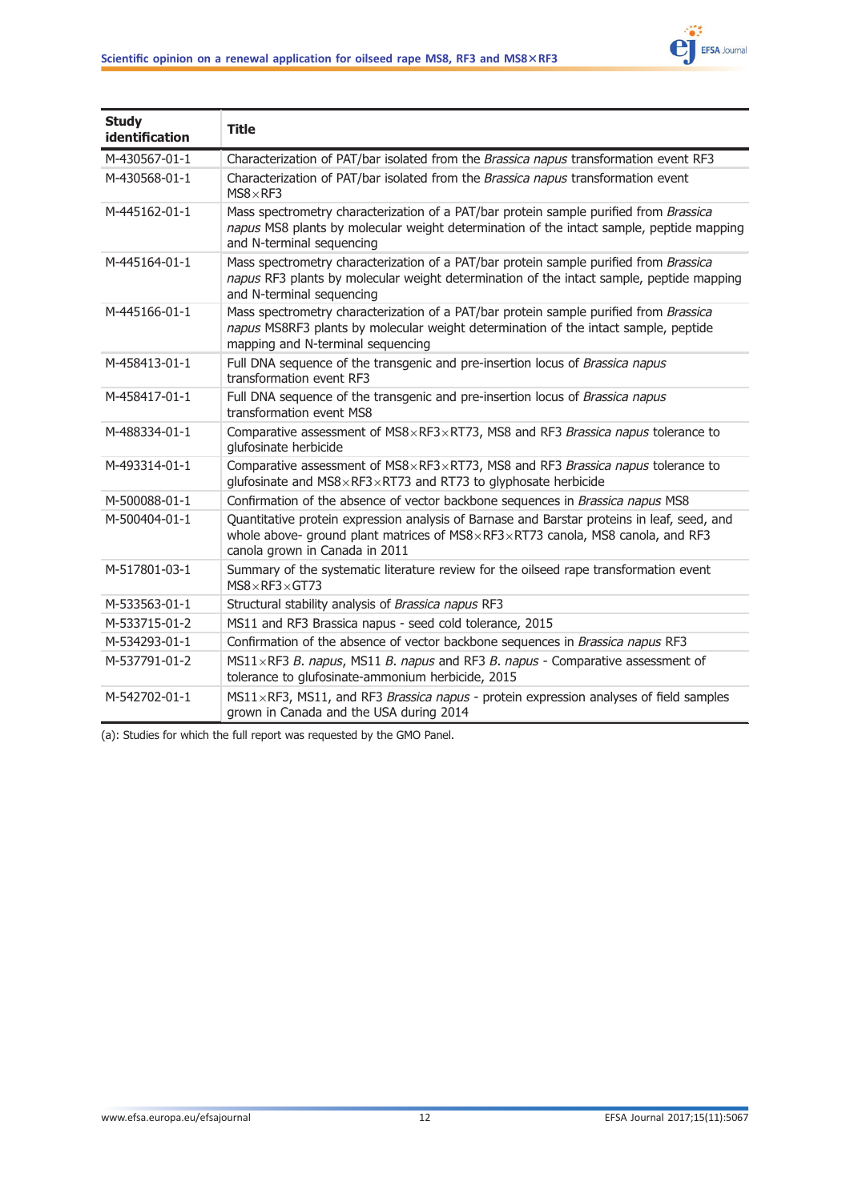| Study identification | Title |
|---|---|
| M-430567-01-1 | Characterization of PAT/bar isolated from the *Brassica napus* transformation event RF3 |
| M-430568-01-1 | Characterization of PAT/bar isolated from the *Brassica napus* transformation event MS8×RF3 |
| M-445162-01-1 | Mass spectrometry characterization of a PAT/bar protein sample purified from *Brassica napus* MS8 plants by molecular weight determination of the intact sample, peptide mapping and N-terminal sequencing |
| M-445164-01-1 | Mass spectrometry characterization of a PAT/bar protein sample purified from *Brassica napus* RF3 plants by molecular weight determination of the intact sample, peptide mapping and N-terminal sequencing |
| M-445166-01-1 | Mass spectrometry characterization of a PAT/bar protein sample purified from *Brassica napus* MS8RF3 plants by molecular weight determination of the intact sample, peptide mapping and N-terminal sequencing |
| M-458413-01-1 | Full DNA sequence of the transgenic and pre-insertion locus of *Brassica napus* transformation event RF3 |
| M-458417-01-1 | Full DNA sequence of the transgenic and pre-insertion locus of *Brassica napus* transformation event MS8 |
| M-488334-01-1 | Comparative assessment of MS8×RF3×RT73, MS8 and RF3 *Brassica napus* tolerance to glufosinate herbicide |
| M-493314-01-1 | Comparative assessment of MS8×RF3×RT73, MS8 and RF3 *Brassica napus* tolerance to glufosinate and MS8×RF3×RT73 and RT73 to glyphosate herbicide |
| M-500088-01-1 | Confirmation of the absence of vector backbone sequences in *Brassica napus* MS8 |
| M-500404-01-1 | Quantitative protein expression analysis of Barnase and Barstar proteins in leaf, seed, and whole above- ground plant matrices of MS8×RF3×RT73 canola, MS8 canola, and RF3 canola grown in Canada in 2011 |
| M-517801-03-1 | Summary of the systematic literature review for the oilseed rape transformation event MS8×RF3×GT73 |
| M-533563-01-1 | Structural stability analysis of *Brassica napus* RF3 |
| M-533715-01-2 | MS11 and RF3 Brassica napus - seed cold tolerance, 2015 |
| M-534293-01-1 | Confirmation of the absence of vector backbone sequences in *Brassica napus* RF3 |
| M-537791-01-2 | MS11×RF3 *B. napus*, MS11 *B. napus* and RF3 *B. napus* - Comparative assessment of tolerance to glufosinate-ammonium herbicide, 2015 |
| M-542702-01-1 | MS11×RF3, MS11, and RF3 *Brassica napus* - protein expression analyses of field samples grown in Canada and the USA during 2014 |

(a): Studies for which the full report was requested by the GMO Panel.